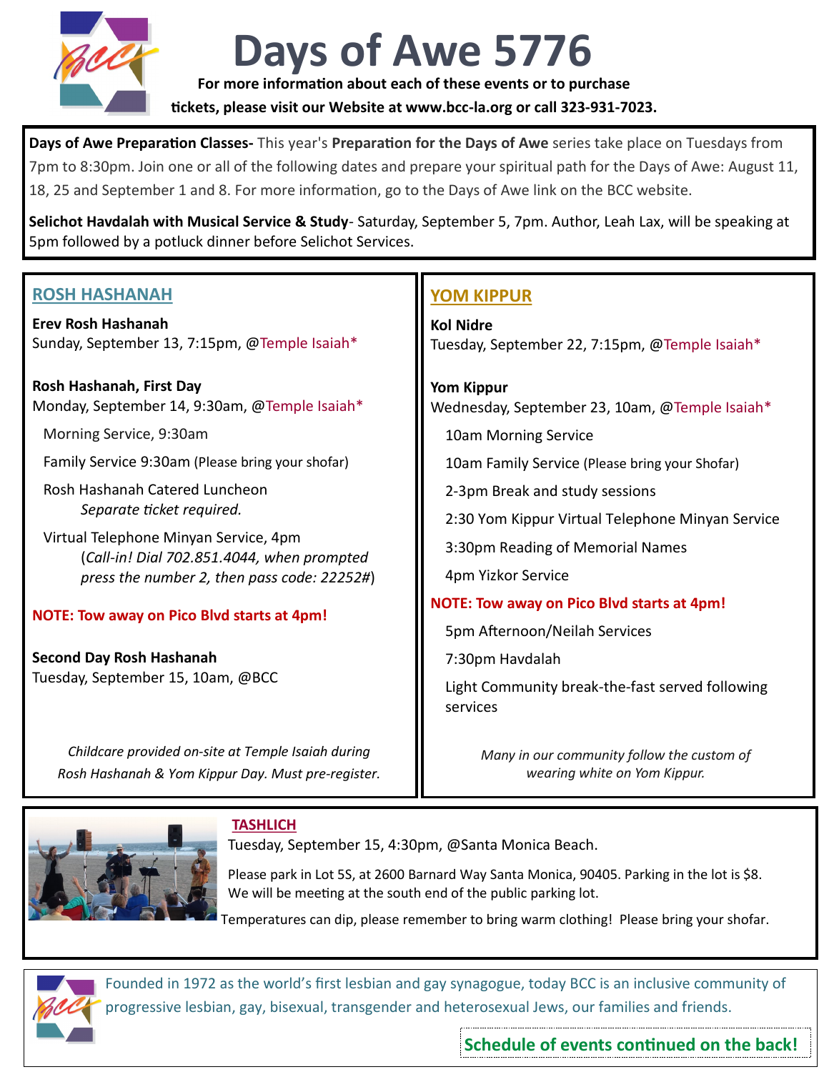# Days of Awe 5776

**For more information about each of these events or to purchase tickets, please visit our Website at www.bcc-la.org or call 323-931-7023.**

**Days of Awe Preparation Classes-** This year's **Preparation for the Days of Awe** series take place on Tuesdays from 7pm to 8:30pm. Join one or all of the following dates and prepare your spiritual path for the Days of Awe: August 11, 18, 25 and September 1 and 8. For more information, go to the Days of Awe link on the BCC website.

**Selichot Havdalah with Musical Service & Study**- Saturday, September 5, 7pm. Author, Leah Lax, will be speaking at 5pm followed by a potluck dinner before Selichot Services.

## ROSH HASHANAH

**Erev Rosh Hashanah**
Sunday, September 13, 7:15pm, @Temple Isaiah*

**Rosh Hashanah, First Day**
Monday, September 14, 9:30am, @Temple Isaiah*

- Morning Service, 9:30am
- Family Service 9:30am (Please bring your shofar)
- Rosh Hashanah Catered Luncheon
  *Separate ticket required.*
- Virtual Telephone Minyan Service, 4pm
  (*Call-in! Dial 702.851.4044, when prompted press the number 2, then pass code: 22252#*)

**NOTE: Tow away on Pico Blvd starts at 4pm!**

**Second Day Rosh Hashanah**
Tuesday, September 15, 10am, @BCC

*Childcare provided on-site at Temple Isaiah during Rosh Hashanah & Yom Kippur Day. Must pre-register.*

## YOM KIPPUR

**Kol Nidre**
Tuesday, September 22, 7:15pm, @Temple Isaiah*

**Yom Kippur**
Wednesday, September 23, 10am, @Temple Isaiah*

- 10am Morning Service
- 10am Family Service (Please bring your Shofar)
- 2-3pm Break and study sessions
- 2:30 Yom Kippur Virtual Telephone Minyan Service
- 3:30pm Reading of Memorial Names
- 4pm Yizkor Service

**NOTE: Tow away on Pico Blvd starts at 4pm!**

- 5pm Afternoon/Neilah Services
- 7:30pm Havdalah
- Light Community break-the-fast served following services

*Many in our community follow the custom of wearing white on Yom Kippur.*

## TASHLICH

Tuesday, September 15, 4:30pm, @Santa Monica Beach.

Please park in Lot 5S, at 2600 Barnard Way Santa Monica, 90405. Parking in the lot is $8. We will be meeting at the south end of the public parking lot.

Temperatures can dip, please remember to bring warm clothing! Please bring your shofar.

Founded in 1972 as the world's first lesbian and gay synagogue, today BCC is an inclusive community of progressive lesbian, gay, bisexual, transgender and heterosexual Jews, our families and friends.

**Schedule of events continued on the back!**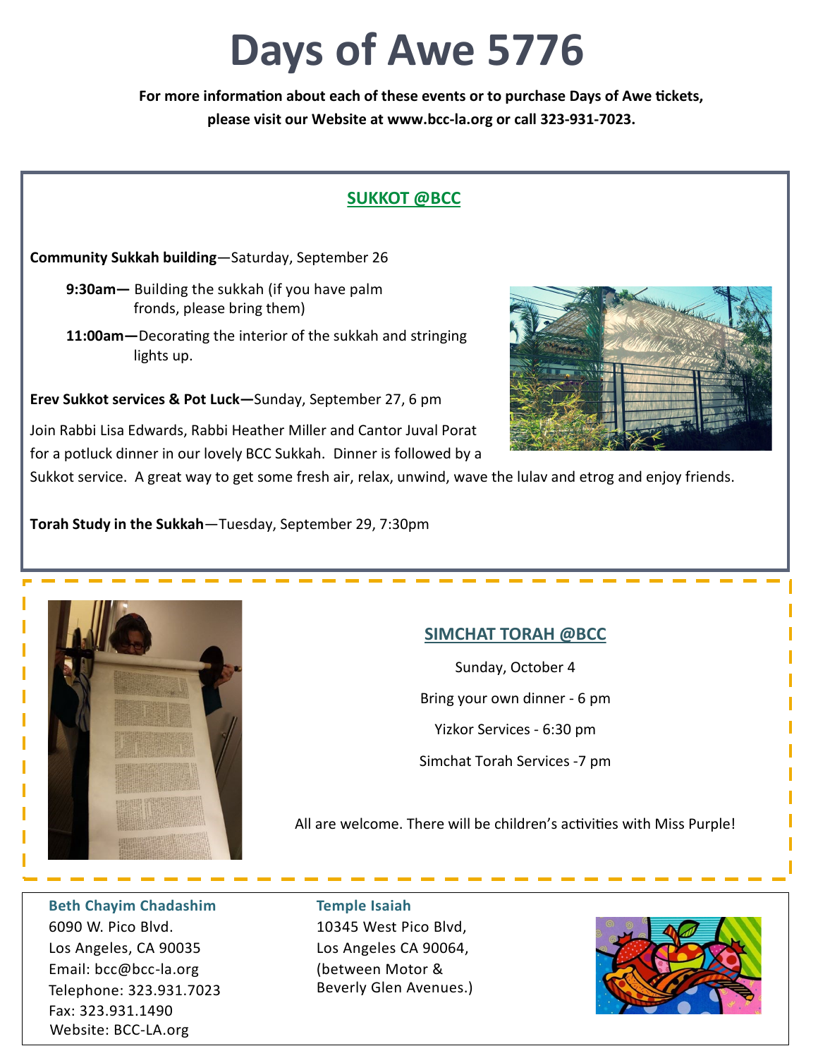# Days of Awe 5776

**For more information about each of these events or to purchase Days of Awe tickets, please visit our Website at www.bcc-la.org or call 323-931-7023.**

## SUKKOT @BCC

**Community Sukkah building**—Saturday, September 26

**9:30am—** Building the sukkah (if you have palm fronds, please bring them)

**11:00am—**Decorating the interior of the sukkah and stringing lights up.

**Erev Sukkot services & Pot Luck—**Sunday, September 27, 6 pm

Join Rabbi Lisa Edwards, Rabbi Heather Miller and Cantor Juval Porat for a potluck dinner in our lovely BCC Sukkah. Dinner is followed by a Sukkot service. A great way to get some fresh air, relax, unwind, wave the lulav and etrog and enjoy friends.

**Torah Study in the Sukkah**—Tuesday, September 29, 7:30pm

## SIMCHAT TORAH @BCC

Sunday, October 4

Bring your own dinner - 6 pm

Yizkor Services - 6:30 pm

Simchat Torah Services -7 pm

All are welcome. There will be children's activities with Miss Purple!

**Beth Chayim Chadashim**
6090 W. Pico Blvd.
Los Angeles, CA 90035
Email: bcc@bcc-la.org
Telephone: 323.931.7023
Fax: 323.931.1490
Website: BCC-LA.org

**Temple Isaiah**
10345 West Pico Blvd,
Los Angeles CA 90064,
(between Motor & Beverly Glen Avenues.)